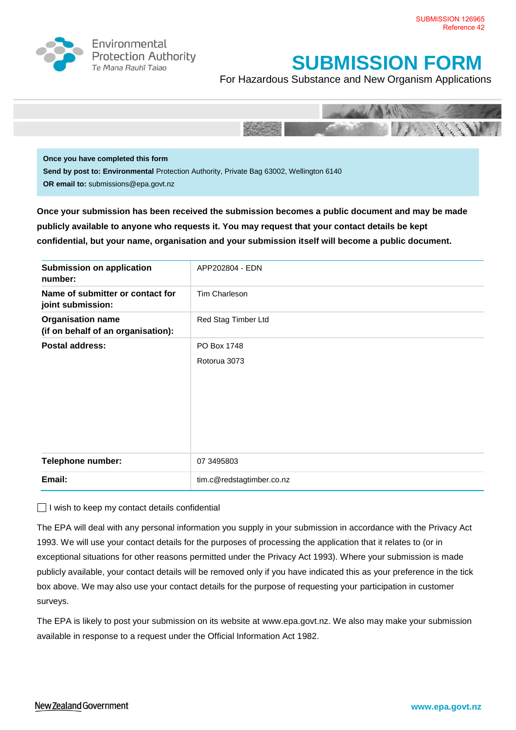SUBMISSION 126965
Reference 42

Environmental Protection Authority
Te Mana Rauhī Taiao

# SUBMISSION FORM

For Hazardous Substance and New Organism Applications

**Once you have completed this form**
**Send by post to: Environmental** Protection Authority, Private Bag 63002, Wellington 6140
**OR email to:** submissions@epa.govt.nz

**Once your submission has been received the submission becomes a public document and may be made publicly available to anyone who requests it. You may request that your contact details be kept confidential, but your name, organisation and your submission itself will become a public document.**

| | |
|---|---|
| **Submission on application number:** | APP202804 - EDN |
| **Name of submitter or contact for joint submission:** | Tim Charleson |
| **Organisation name (if on behalf of an organisation):** | Red Stag Timber Ltd |
| **Postal address:** | PO Box 1748<br>Rotorua 3073 |
| **Telephone number:** | 07 3495803 |
| **Email:** | tim.c@redstagtimber.co.nz |

☐ I wish to keep my contact details confidential

The EPA will deal with any personal information you supply in your submission in accordance with the Privacy Act 1993. We will use your contact details for the purposes of processing the application that it relates to (or in exceptional situations for other reasons permitted under the Privacy Act 1993). Where your submission is made publicly available, your contact details will be removed only if you have indicated this as your preference in the tick box above. We may also use your contact details for the purpose of requesting your participation in customer surveys.

The EPA is likely to post your submission on its website at www.epa.govt.nz. We also may make your submission available in response to a request under the Official Information Act 1982.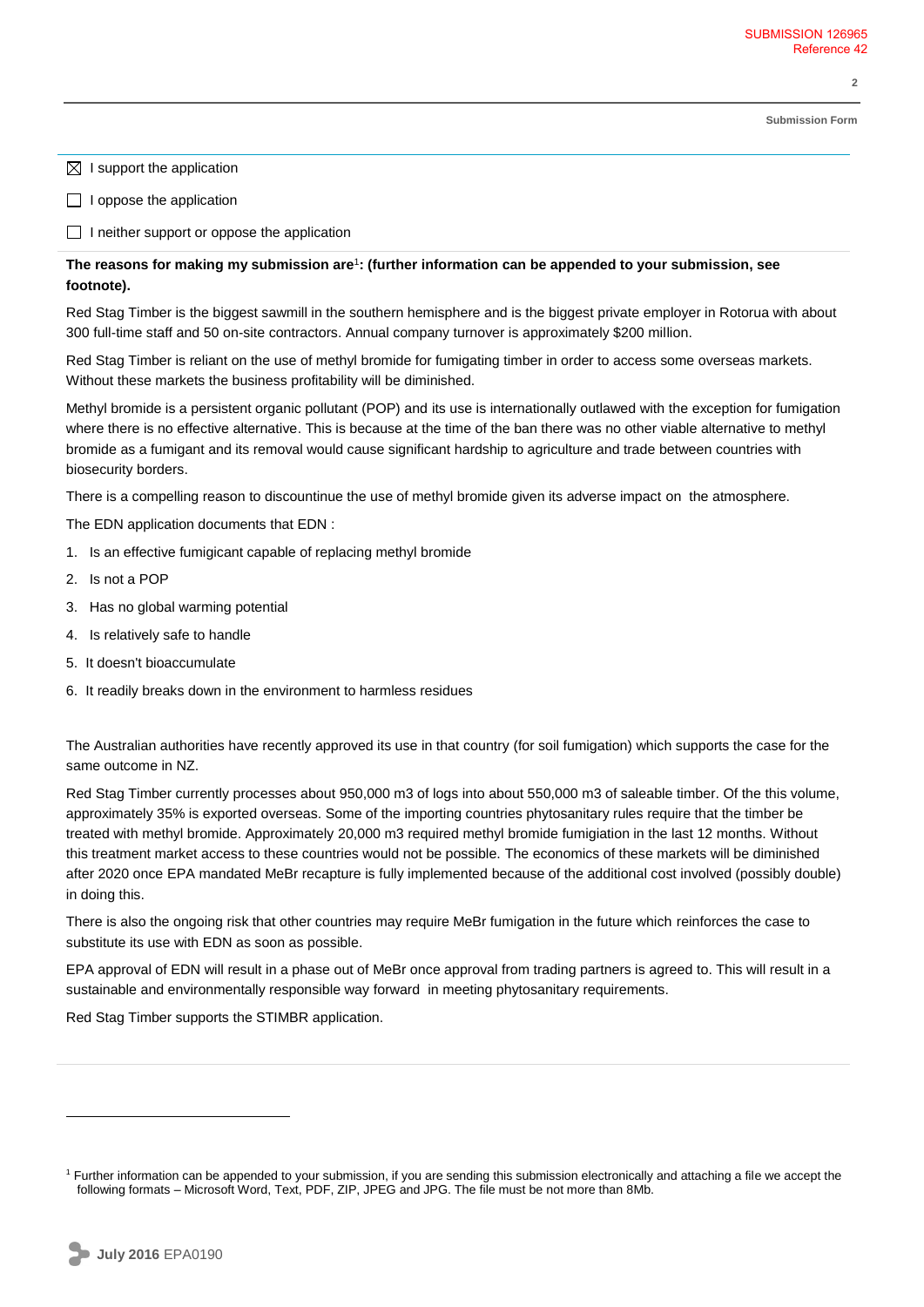☒ I support the application

☐ I oppose the application

☐ I neither support or oppose the application

**The reasons for making my submission are**[1]**: (further information can be appended to your submission, see footnote).**

Red Stag Timber is the biggest sawmill in the southern hemisphere and is the biggest private employer in Rotorua with about 300 full-time staff and 50 on-site contractors. Annual company turnover is approximately $200 million.

Red Stag Timber is reliant on the use of methyl bromide for fumigating timber in order to access some overseas markets. Without these markets the business profitability will be diminished.

Methyl bromide is a persistent organic pollutant (POP) and its use is internationally outlawed with the exception for fumigation where there is no effective alternative. This is because at the time of the ban there was no other viable alternative to methyl bromide as a fumigant and its removal would cause significant hardship to agriculture and trade between countries with biosecurity borders.

There is a compelling reason to discountinue the use of methyl bromide given its adverse impact on the atmosphere.

The EDN application documents that EDN :

1. Is an effective fumigicant capable of replacing methyl bromide
2. Is not a POP
3. Has no global warming potential
4. Is relatively safe to handle
5. It doesn't bioaccumulate
6. It readily breaks down in the environment to harmless residues

The Australian authorities have recently approved its use in that country (for soil fumigation) which supports the case for the same outcome in NZ.

Red Stag Timber currently processes about 950,000 m3 of logs into about 550,000 m3 of saleable timber. Of the this volume, approximately 35% is exported overseas. Some of the importing countries phytosanitary rules require that the timber be treated with methyl bromide. Approximately 20,000 m3 required methyl bromide fumigiation in the last 12 months. Without this treatment market access to these countries would not be possible. The economics of these markets will be diminished after 2020 once EPA mandated MeBr recapture is fully implemented because of the additional cost involved (possibly double) in doing this.

There is also the ongoing risk that other countries may require MeBr fumigation in the future which reinforces the case to substitute its use with EDN as soon as possible.

EPA approval of EDN will result in a phase out of MeBr once approval from trading partners is agreed to. This will result in a sustainable and environmentally responsible way forward in meeting phytosanitary requirements.

Red Stag Timber supports the STIMBR application.

---

[1] Further information can be appended to your submission, if you are sending this submission electronically and attaching a file we accept the following formats – Microsoft Word, Text, PDF, ZIP, JPEG and JPG. The file must be not more than 8Mb.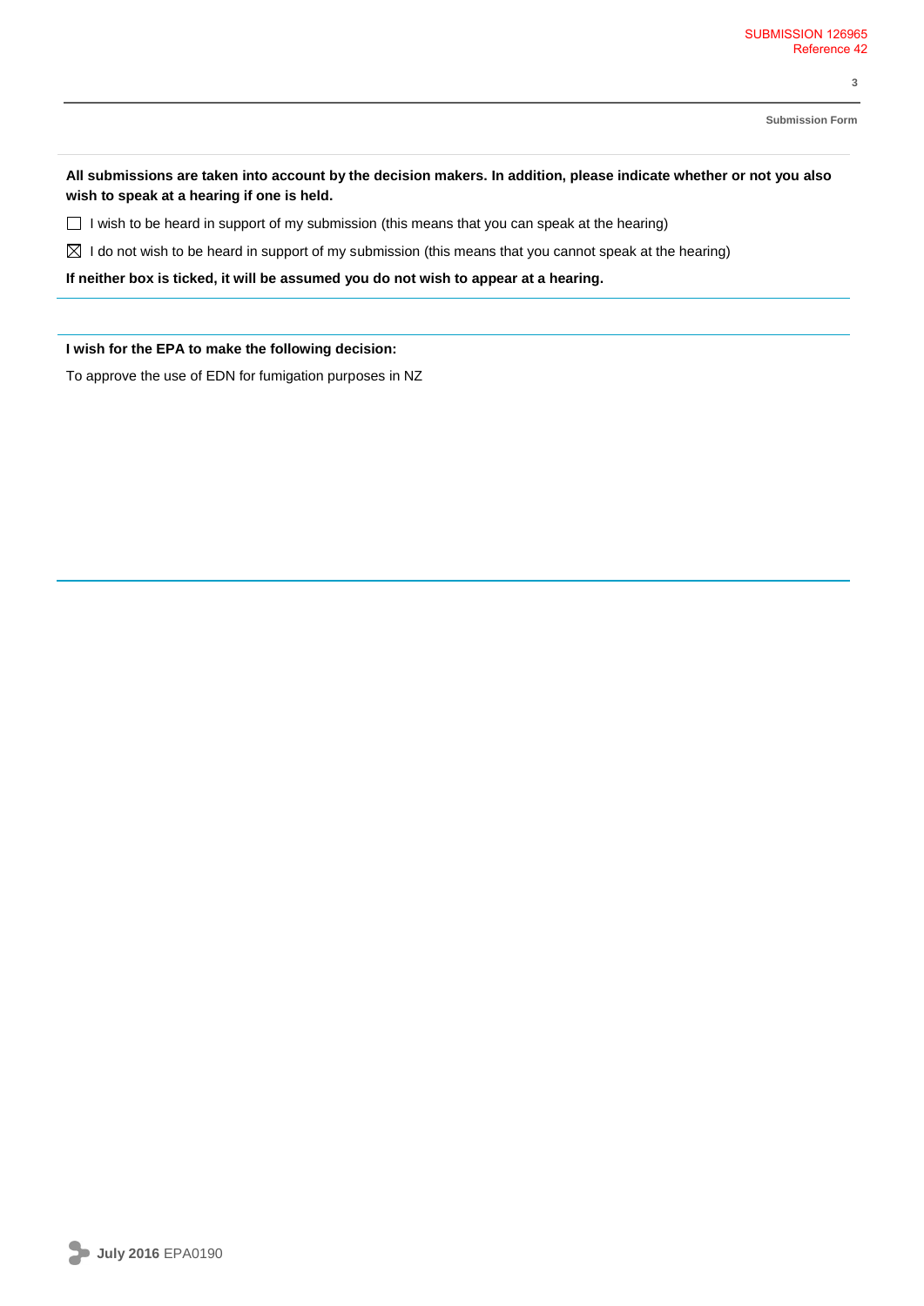**All submissions are taken into account by the decision makers. In addition, please indicate whether or not you also wish to speak at a hearing if one is held.**

☐ I wish to be heard in support of my submission (this means that you can speak at the hearing)

☒ I do not wish to be heard in support of my submission (this means that you cannot speak at the hearing)

**If neither box is ticked, it will be assumed you do not wish to appear at a hearing.**

**I wish for the EPA to make the following decision:**

To approve the use of EDN for fumigation purposes in NZ